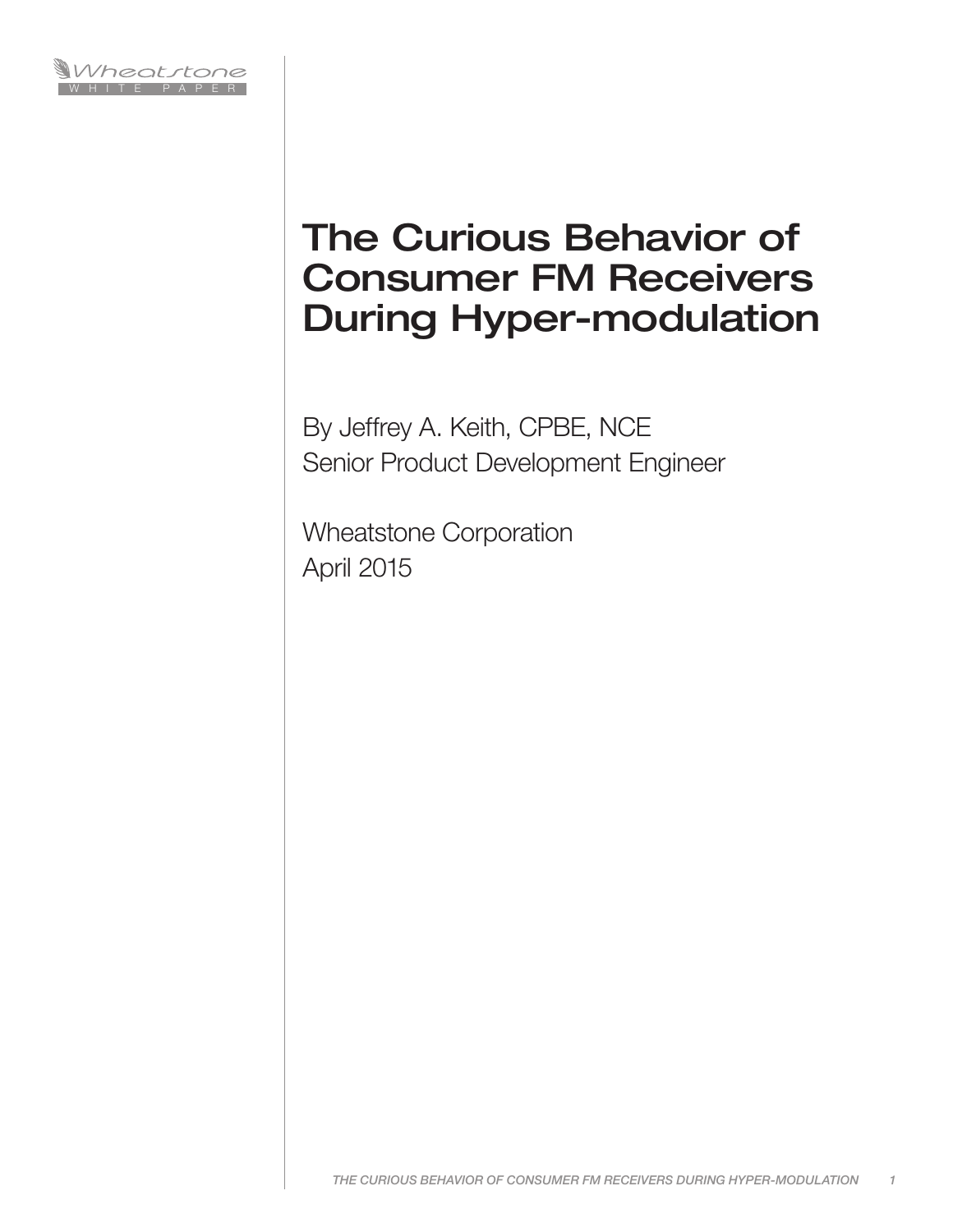Wheatstone WHITE PAPER

# The Curious Behavior of Consumer FM Receivers During Hyper-modulation

By Jeffrey A. Keith, CPBE, NCE
Senior Product Development Engineer

Wheatstone Corporation
April 2015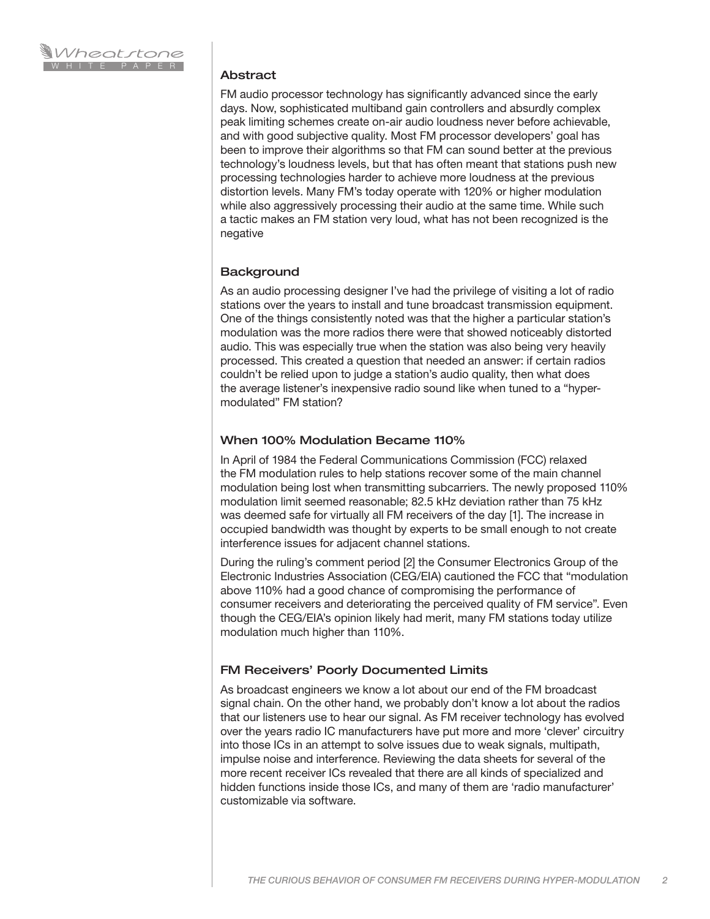## Abstract

FM audio processor technology has significantly advanced since the early days. Now, sophisticated multiband gain controllers and absurdly complex peak limiting schemes create on-air audio loudness never before achievable, and with good subjective quality. Most FM processor developers' goal has been to improve their algorithms so that FM can sound better at the previous technology's loudness levels, but that has often meant that stations push new processing technologies harder to achieve more loudness at the previous distortion levels. Many FM's today operate with 120% or higher modulation while also aggressively processing their audio at the same time. While such a tactic makes an FM station very loud, what has not been recognized is the negative

## Background

As an audio processing designer I've had the privilege of visiting a lot of radio stations over the years to install and tune broadcast transmission equipment. One of the things consistently noted was that the higher a particular station's modulation was the more radios there were that showed noticeably distorted audio. This was especially true when the station was also being very heavily processed. This created a question that needed an answer: if certain radios couldn't be relied upon to judge a station's audio quality, then what does the average listener's inexpensive radio sound like when tuned to a "hyper-modulated" FM station?

## When 100% Modulation Became 110%

In April of 1984 the Federal Communications Commission (FCC) relaxed the FM modulation rules to help stations recover some of the main channel modulation being lost when transmitting subcarriers. The newly proposed 110% modulation limit seemed reasonable; 82.5 kHz deviation rather than 75 kHz was deemed safe for virtually all FM receivers of the day [1]. The increase in occupied bandwidth was thought by experts to be small enough to not create interference issues for adjacent channel stations.

During the ruling's comment period [2] the Consumer Electronics Group of the Electronic Industries Association (CEG/EIA) cautioned the FCC that "modulation above 110% had a good chance of compromising the performance of consumer receivers and deteriorating the perceived quality of FM service". Even though the CEG/EIA's opinion likely had merit, many FM stations today utilize modulation much higher than 110%.

## FM Receivers' Poorly Documented Limits

As broadcast engineers we know a lot about our end of the FM broadcast signal chain. On the other hand, we probably don't know a lot about the radios that our listeners use to hear our signal. As FM receiver technology has evolved over the years radio IC manufacturers have put more and more 'clever' circuitry into those ICs in an attempt to solve issues due to weak signals, multipath, impulse noise and interference. Reviewing the data sheets for several of the more recent receiver ICs revealed that there are all kinds of specialized and hidden functions inside those ICs, and many of them are 'radio manufacturer' customizable via software.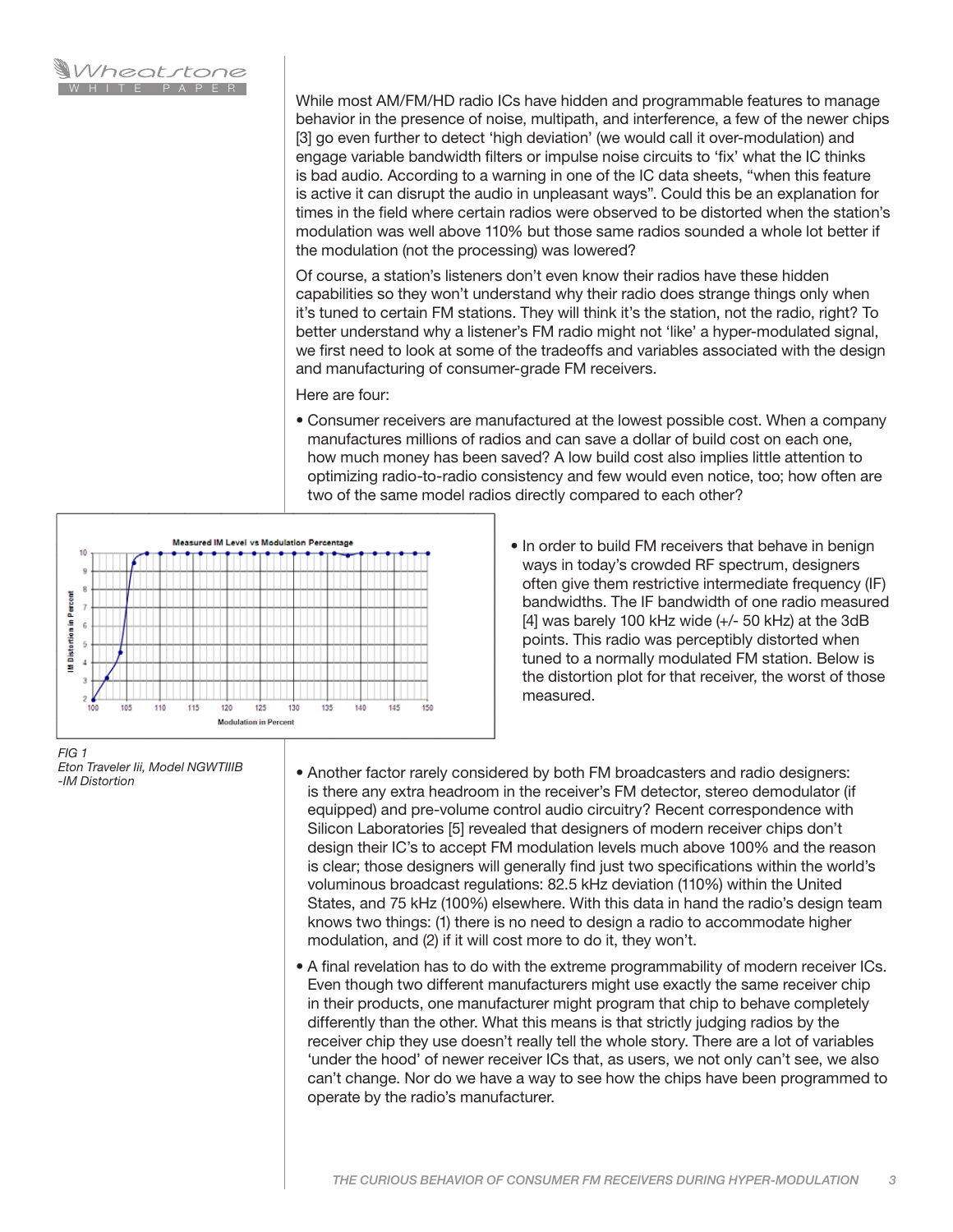While most AM/FM/HD radio ICs have hidden and programmable features to manage behavior in the presence of noise, multipath, and interference, a few of the newer chips [3] go even further to detect 'high deviation' (we would call it over-modulation) and engage variable bandwidth filters or impulse noise circuits to 'fix' what the IC thinks is bad audio. According to a warning in one of the IC data sheets, "when this feature is active it can disrupt the audio in unpleasant ways". Could this be an explanation for times in the field where certain radios were observed to be distorted when the station's modulation was well above 110% but those same radios sounded a whole lot better if the modulation (not the processing) was lowered?

Of course, a station's listeners don't even know their radios have these hidden capabilities so they won't understand why their radio does strange things only when it's tuned to certain FM stations. They will think it's the station, not the radio, right? To better understand why a listener's FM radio might not 'like' a hyper-modulated signal, we first need to look at some of the tradeoffs and variables associated with the design and manufacturing of consumer-grade FM receivers.

Here are four:

- Consumer receivers are manufactured at the lowest possible cost. When a company manufactures millions of radios and can save a dollar of build cost on each one, how much money has been saved? A low build cost also implies little attention to optimizing radio-to-radio consistency and few would even notice, too; how often are two of the same model radios directly compared to each other?

- In order to build FM receivers that behave in benign ways in today's crowded RF spectrum, designers often give them restrictive intermediate frequency (IF) bandwidths. The IF bandwidth of one radio measured [4] was barely 100 kHz wide (+/- 50 kHz) at the 3dB points. This radio was perceptibly distorted when tuned to a normally modulated FM station. Below is the distortion plot for that receiver, the worst of those measured.

*FIG 1*
*Eton Traveler Iii, Model NGWTIIIB -IM Distortion*

- Another factor rarely considered by both FM broadcasters and radio designers: is there any extra headroom in the receiver's FM detector, stereo demodulator (if equipped) and pre-volume control audio circuitry? Recent correspondence with Silicon Laboratories [5] revealed that designers of modern receiver chips don't design their IC's to accept FM modulation levels much above 100% and the reason is clear; those designers will generally find just two specifications within the world's voluminous broadcast regulations: 82.5 kHz deviation (110%) within the United States, and 75 kHz (100%) elsewhere. With this data in hand the radio's design team knows two things: (1) there is no need to design a radio to accommodate higher modulation, and (2) if it will cost more to do it, they won't.

- A final revelation has to do with the extreme programmability of modern receiver ICs. Even though two different manufacturers might use exactly the same receiver chip in their products, one manufacturer might program that chip to behave completely differently than the other. What this means is that strictly judging radios by the receiver chip they use doesn't really tell the whole story. There are a lot of variables 'under the hood' of newer receiver ICs that, as users, we not only can't see, we also can't change. Nor do we have a way to see how the chips have been programmed to operate by the radio's manufacturer.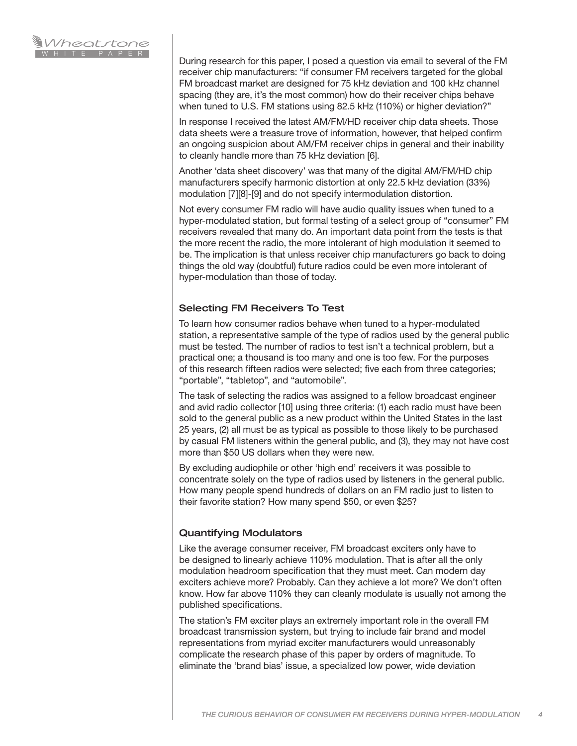During research for this paper, I posed a question via email to several of the FM receiver chip manufacturers: "if consumer FM receivers targeted for the global FM broadcast market are designed for 75 kHz deviation and 100 kHz channel spacing (they are, it's the most common) how do their receiver chips behave when tuned to U.S. FM stations using 82.5 kHz (110%) or higher deviation?"

In response I received the latest AM/FM/HD receiver chip data sheets. Those data sheets were a treasure trove of information, however, that helped confirm an ongoing suspicion about AM/FM receiver chips in general and their inability to cleanly handle more than 75 kHz deviation [6].

Another 'data sheet discovery' was that many of the digital AM/FM/HD chip manufacturers specify harmonic distortion at only 22.5 kHz deviation (33%) modulation [7][8]-[9] and do not specify intermodulation distortion.

Not every consumer FM radio will have audio quality issues when tuned to a hyper-modulated station, but formal testing of a select group of "consumer" FM receivers revealed that many do. An important data point from the tests is that the more recent the radio, the more intolerant of high modulation it seemed to be. The implication is that unless receiver chip manufacturers go back to doing things the old way (doubtful) future radios could be even more intolerant of hyper-modulation than those of today.

## Selecting FM Receivers To Test

To learn how consumer radios behave when tuned to a hyper-modulated station, a representative sample of the type of radios used by the general public must be tested. The number of radios to test isn't a technical problem, but a practical one; a thousand is too many and one is too few. For the purposes of this research fifteen radios were selected; five each from three categories; "portable", "tabletop", and "automobile".

The task of selecting the radios was assigned to a fellow broadcast engineer and avid radio collector [10] using three criteria: (1) each radio must have been sold to the general public as a new product within the United States in the last 25 years, (2) all must be as typical as possible to those likely to be purchased by casual FM listeners within the general public, and (3), they may not have cost more than $50 US dollars when they were new.

By excluding audiophile or other 'high end' receivers it was possible to concentrate solely on the type of radios used by listeners in the general public. How many people spend hundreds of dollars on an FM radio just to listen to their favorite station? How many spend $50, or even $25?

## Quantifying Modulators

Like the average consumer receiver, FM broadcast exciters only have to be designed to linearly achieve 110% modulation. That is after all the only modulation headroom specification that they must meet. Can modern day exciters achieve more? Probably. Can they achieve a lot more? We don't often know. How far above 110% they can cleanly modulate is usually not among the published specifications.

The station's FM exciter plays an extremely important role in the overall FM broadcast transmission system, but trying to include fair brand and model representations from myriad exciter manufacturers would unreasonably complicate the research phase of this paper by orders of magnitude. To eliminate the 'brand bias' issue, a specialized low power, wide deviation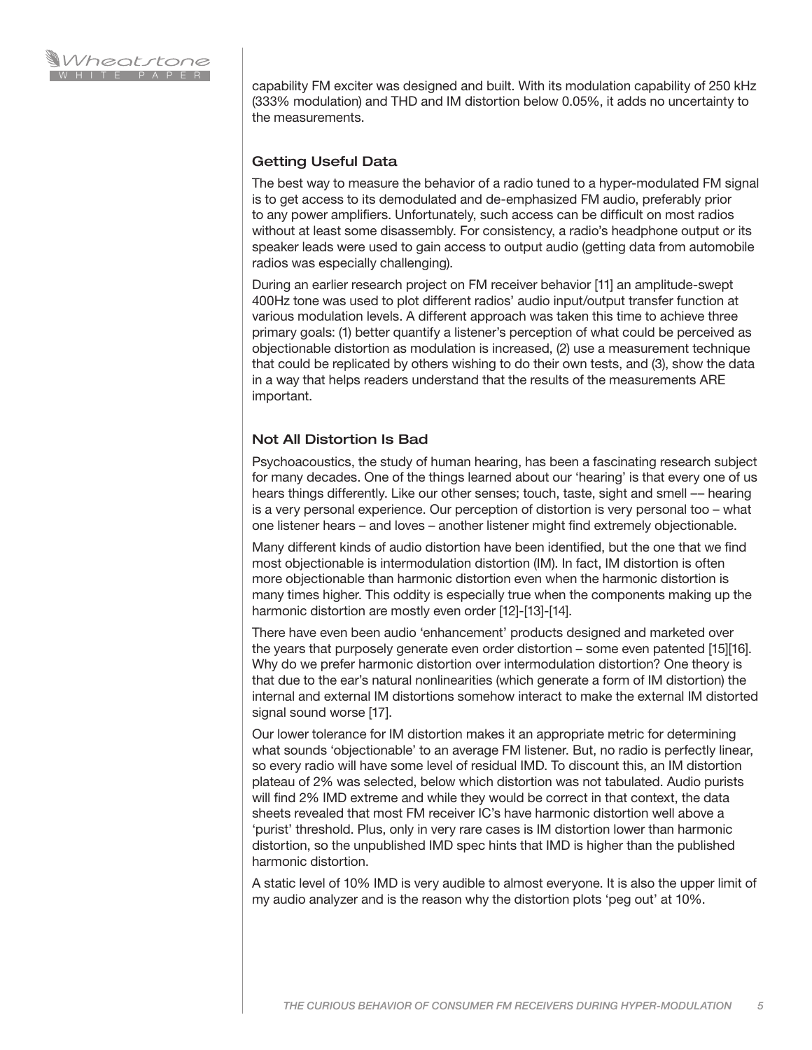capability FM exciter was designed and built. With its modulation capability of 250 kHz (333% modulation) and THD and IM distortion below 0.05%, it adds no uncertainty to the measurements.

### Getting Useful Data

The best way to measure the behavior of a radio tuned to a hyper-modulated FM signal is to get access to its demodulated and de-emphasized FM audio, preferably prior to any power amplifiers. Unfortunately, such access can be difficult on most radios without at least some disassembly. For consistency, a radio's headphone output or its speaker leads were used to gain access to output audio (getting data from automobile radios was especially challenging).

During an earlier research project on FM receiver behavior [11] an amplitude-swept 400Hz tone was used to plot different radios' audio input/output transfer function at various modulation levels. A different approach was taken this time to achieve three primary goals: (1) better quantify a listener's perception of what could be perceived as objectionable distortion as modulation is increased, (2) use a measurement technique that could be replicated by others wishing to do their own tests, and (3), show the data in a way that helps readers understand that the results of the measurements ARE important.

### Not All Distortion Is Bad

Psychoacoustics, the study of human hearing, has been a fascinating research subject for many decades. One of the things learned about our 'hearing' is that every one of us hears things differently. Like our other senses; touch, taste, sight and smell –– hearing is a very personal experience. Our perception of distortion is very personal too – what one listener hears – and loves – another listener might find extremely objectionable.

Many different kinds of audio distortion have been identified, but the one that we find most objectionable is intermodulation distortion (IM). In fact, IM distortion is often more objectionable than harmonic distortion even when the harmonic distortion is many times higher. This oddity is especially true when the components making up the harmonic distortion are mostly even order [12]-[13]-[14].

There have even been audio 'enhancement' products designed and marketed over the years that purposely generate even order distortion – some even patented [15][16]. Why do we prefer harmonic distortion over intermodulation distortion? One theory is that due to the ear's natural nonlinearities (which generate a form of IM distortion) the internal and external IM distortions somehow interact to make the external IM distorted signal sound worse [17].

Our lower tolerance for IM distortion makes it an appropriate metric for determining what sounds 'objectionable' to an average FM listener. But, no radio is perfectly linear, so every radio will have some level of residual IMD. To discount this, an IM distortion plateau of 2% was selected, below which distortion was not tabulated. Audio purists will find 2% IMD extreme and while they would be correct in that context, the data sheets revealed that most FM receiver IC's have harmonic distortion well above a 'purist' threshold. Plus, only in very rare cases is IM distortion lower than harmonic distortion, so the unpublished IMD spec hints that IMD is higher than the published harmonic distortion.

A static level of 10% IMD is very audible to almost everyone. It is also the upper limit of my audio analyzer and is the reason why the distortion plots 'peg out' at 10%.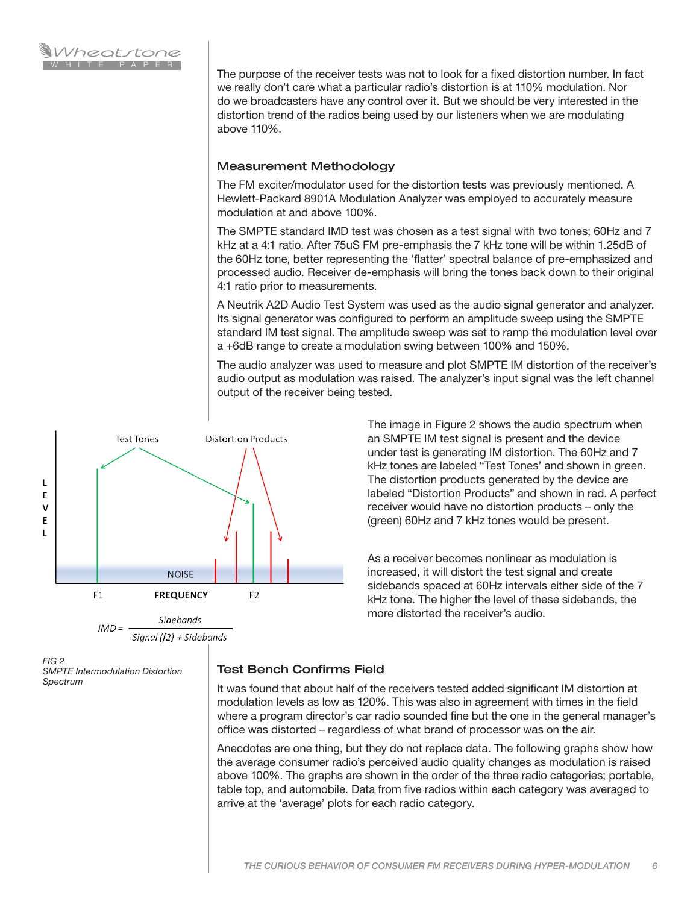The purpose of the receiver tests was not to look for a fixed distortion number. In fact we really don't care what a particular radio's distortion is at 110% modulation. Nor do we broadcasters have any control over it. But we should be very interested in the distortion trend of the radios being used by our listeners when we are modulating above 110%.

### Measurement Methodology

The FM exciter/modulator used for the distortion tests was previously mentioned. A Hewlett-Packard 8901A Modulation Analyzer was employed to accurately measure modulation at and above 100%.

The SMPTE standard IMD test was chosen as a test signal with two tones; 60Hz and 7 kHz at a 4:1 ratio. After 75uS FM pre-emphasis the 7 kHz tone will be within 1.25dB of the 60Hz tone, better representing the 'flatter' spectral balance of pre-emphasized and processed audio. Receiver de-emphasis will bring the tones back down to their original 4:1 ratio prior to measurements.

A Neutrik A2D Audio Test System was used as the audio signal generator and analyzer. Its signal generator was configured to perform an amplitude sweep using the SMPTE standard IM test signal. The amplitude sweep was set to ramp the modulation level over a +6dB range to create a modulation swing between 100% and 150%.

The audio analyzer was used to measure and plot SMPTE IM distortion of the receiver's audio output as modulation was raised. The analyzer's input signal was the left channel output of the receiver being tested.

$$IMD = \frac{\text{Sidebands}}{\text{Signal (f2)} + \text{Sidebands}}$$

*FIG 2*
*SMPTE Intermodulation Distortion Spectrum*

The image in Figure 2 shows the audio spectrum when an SMPTE IM test signal is present and the device under test is generating IM distortion. The 60Hz and 7 kHz tones are labeled "Test Tones' and shown in green. The distortion products generated by the device are labeled "Distortion Products" and shown in red. A perfect receiver would have no distortion products – only the (green) 60Hz and 7 kHz tones would be present.

As a receiver becomes nonlinear as modulation is increased, it will distort the test signal and create sidebands spaced at 60Hz intervals either side of the 7 kHz tone. The higher the level of these sidebands, the more distorted the receiver's audio.

### Test Bench Confirms Field

It was found that about half of the receivers tested added significant IM distortion at modulation levels as low as 120%. This was also in agreement with times in the field where a program director's car radio sounded fine but the one in the general manager's office was distorted – regardless of what brand of processor was on the air.

Anecdotes are one thing, but they do not replace data. The following graphs show how the average consumer radio's perceived audio quality changes as modulation is raised above 100%. The graphs are shown in the order of the three radio categories; portable, table top, and automobile. Data from five radios within each category was averaged to arrive at the 'average' plots for each radio category.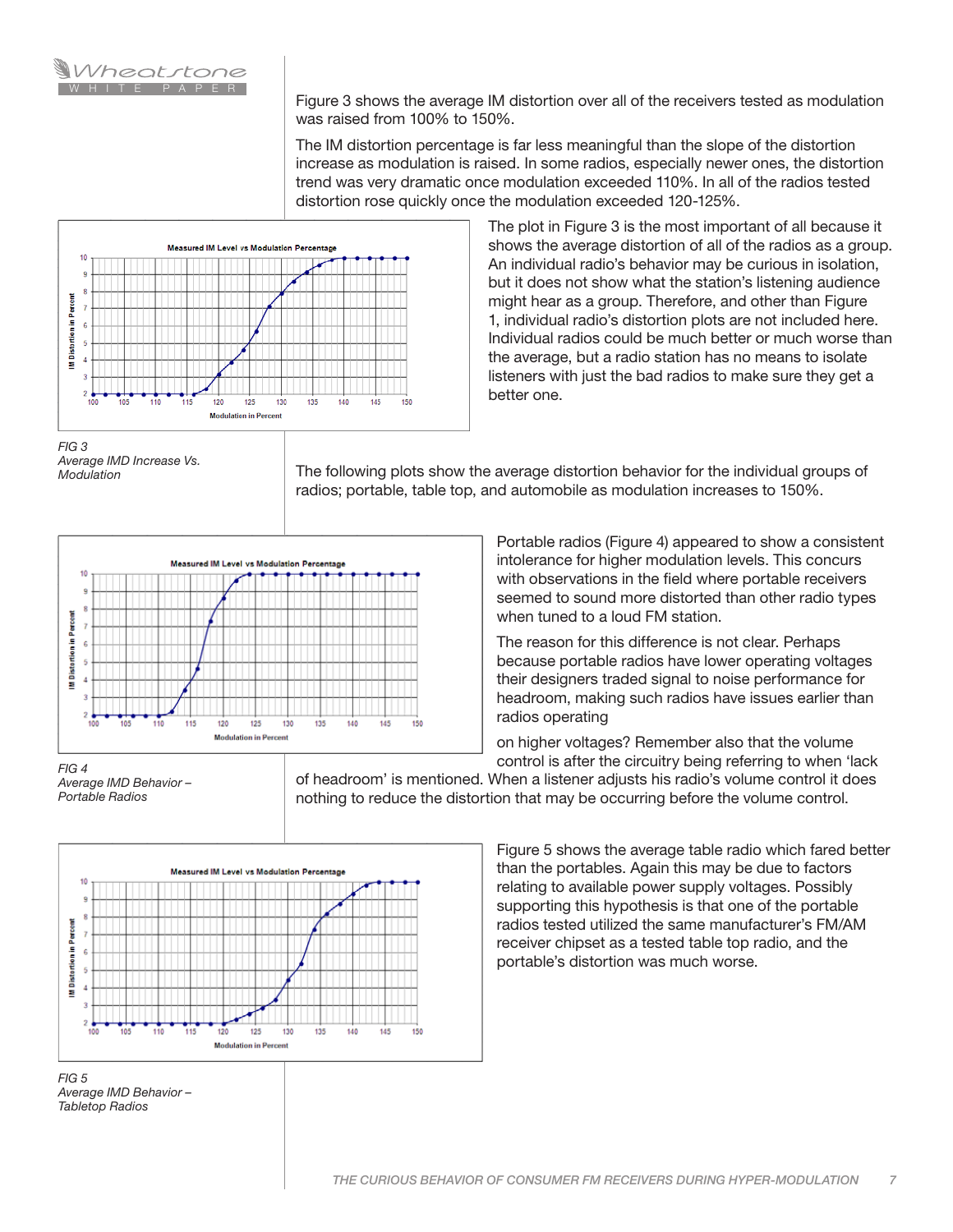Figure 3 shows the average IM distortion over all of the receivers tested as modulation was raised from 100% to 150%.

The IM distortion percentage is far less meaningful than the slope of the distortion increase as modulation is raised. In some radios, especially newer ones, the distortion trend was very dramatic once modulation exceeded 110%. In all of the radios tested distortion rose quickly once the modulation exceeded 120-125%.

The plot in Figure 3 is the most important of all because it shows the average distortion of all of the radios as a group. An individual radio's behavior may be curious in isolation, but it does not show what the station's listening audience might hear as a group. Therefore, and other than Figure 1, individual radio's distortion plots are not included here. Individual radios could be much better or much worse than the average, but a radio station has no means to isolate listeners with just the bad radios to make sure they get a better one.

*FIG 3*
*Average IMD Increase Vs. Modulation*

The following plots show the average distortion behavior for the individual groups of radios; portable, table top, and automobile as modulation increases to 150%.

Portable radios (Figure 4) appeared to show a consistent intolerance for higher modulation levels. This concurs with observations in the field where portable receivers seemed to sound more distorted than other radio types when tuned to a loud FM station.

The reason for this difference is not clear. Perhaps because portable radios have lower operating voltages their designers traded signal to noise performance for headroom, making such radios have issues earlier than radios operating on higher voltages? Remember also that the volume control is after the circuitry being referring to when 'lack of headroom' is mentioned. When a listener adjusts his radio's volume control it does nothing to reduce the distortion that may be occurring before the volume control.

*FIG 4*
*Average IMD Behavior – Portable Radios*

Figure 5 shows the average table radio which fared better than the portables. Again this may be due to factors relating to available power supply voltages. Possibly supporting this hypothesis is that one of the portable radios tested utilized the same manufacturer's FM/AM receiver chipset as a tested table top radio, and the portable's distortion was much worse.

*FIG 5*
*Average IMD Behavior – Tabletop Radios*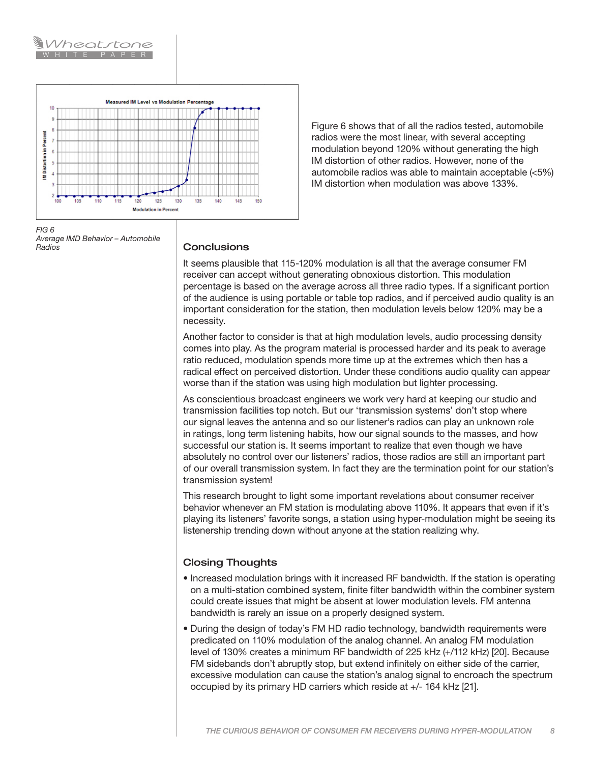Figure 6 shows that of all the radios tested, automobile radios were the most linear, with several accepting modulation beyond 120% without generating the high IM distortion of other radios. However, none of the automobile radios was able to maintain acceptable (<5%) IM distortion when modulation was above 133%.

*FIG 6*
*Average IMD Behavior – Automobile Radios*

## Conclusions

It seems plausible that 115-120% modulation is all that the average consumer FM receiver can accept without generating obnoxious distortion. This modulation percentage is based on the average across all three radio types. If a significant portion of the audience is using portable or table top radios, and if perceived audio quality is an important consideration for the station, then modulation levels below 120% may be a necessity.

Another factor to consider is that at high modulation levels, audio processing density comes into play. As the program material is processed harder and its peak to average ratio reduced, modulation spends more time up at the extremes which then has a radical effect on perceived distortion. Under these conditions audio quality can appear worse than if the station was using high modulation but lighter processing.

As conscientious broadcast engineers we work very hard at keeping our studio and transmission facilities top notch. But our 'transmission systems' don't stop where our signal leaves the antenna and so our listener's radios can play an unknown role in ratings, long term listening habits, how our signal sounds to the masses, and how successful our station is. It seems important to realize that even though we have absolutely no control over our listeners' radios, those radios are still an important part of our overall transmission system. In fact they are the termination point for our station's transmission system!

This research brought to light some important revelations about consumer receiver behavior whenever an FM station is modulating above 110%. It appears that even if it's playing its listeners' favorite songs, a station using hyper-modulation might be seeing its listenership trending down without anyone at the station realizing why.

## Closing Thoughts

- Increased modulation brings with it increased RF bandwidth. If the station is operating on a multi-station combined system, finite filter bandwidth within the combiner system could create issues that might be absent at lower modulation levels. FM antenna bandwidth is rarely an issue on a properly designed system.
- During the design of today's FM HD radio technology, bandwidth requirements were predicated on 110% modulation of the analog channel. An analog FM modulation level of 130% creates a minimum RF bandwidth of 225 kHz (+/112 kHz) [20]. Because FM sidebands don't abruptly stop, but extend infinitely on either side of the carrier, excessive modulation can cause the station's analog signal to encroach the spectrum occupied by its primary HD carriers which reside at +/- 164 kHz [21].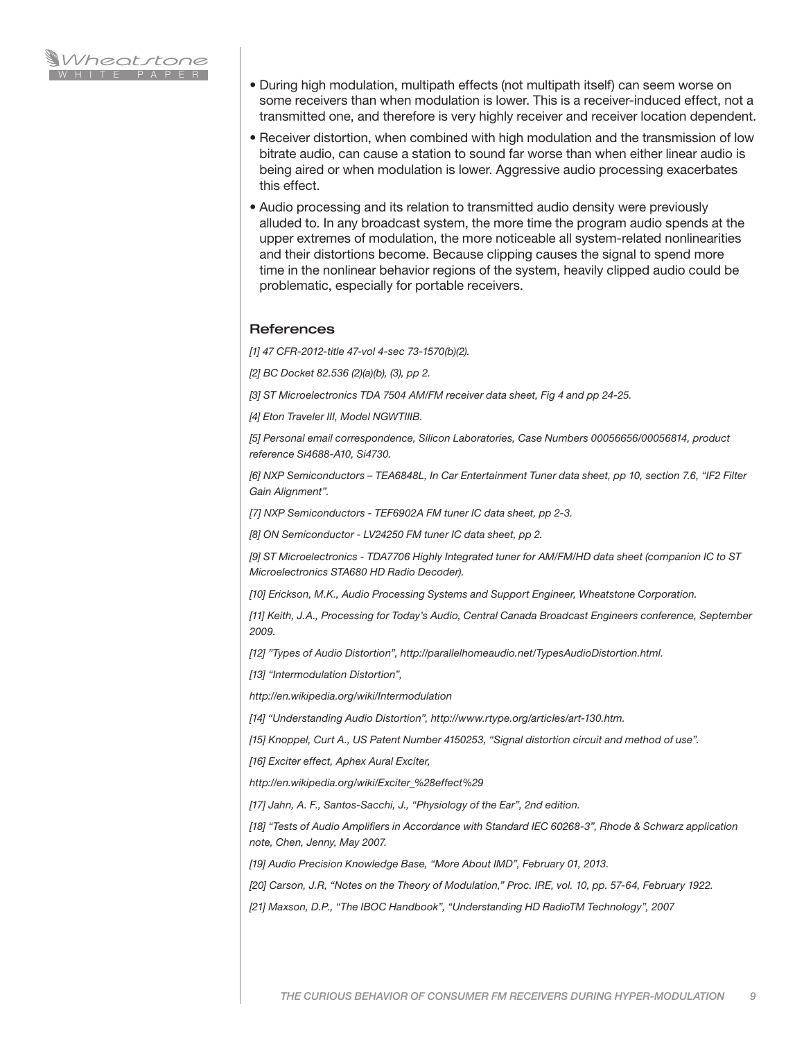- During high modulation, multipath effects (not multipath itself) can seem worse on some receivers than when modulation is lower. This is a receiver-induced effect, not a transmitted one, and therefore is very highly receiver and receiver location dependent.
- Receiver distortion, when combined with high modulation and the transmission of low bitrate audio, can cause a station to sound far worse than when either linear audio is being aired or when modulation is lower. Aggressive audio processing exacerbates this effect.
- Audio processing and its relation to transmitted audio density were previously alluded to. In any broadcast system, the more time the program audio spends at the upper extremes of modulation, the more noticeable all system-related nonlinearities and their distortions become. Because clipping causes the signal to spend more time in the nonlinear behavior regions of the system, heavily clipped audio could be problematic, especially for portable receivers.

## References

*[1] 47 CFR-2012-title 47-vol 4-sec 73-1570(b)(2).*

*[2] BC Docket 82.536 (2)(a)(b), (3), pp 2.*

*[3] ST Microelectronics TDA 7504 AM/FM receiver data sheet, Fig 4 and pp 24-25.*

*[4] Eton Traveler III, Model NGWTIIIB.*

*[5] Personal email correspondence, Silicon Laboratories, Case Numbers 00056656/00056814, product reference Si4688-A10, Si4730.*

*[6] NXP Semiconductors – TEA6848L, In Car Entertainment Tuner data sheet, pp 10, section 7.6, "IF2 Filter Gain Alignment".*

*[7] NXP Semiconductors - TEF6902A FM tuner IC data sheet, pp 2-3.*

*[8] ON Semiconductor - LV24250 FM tuner IC data sheet, pp 2.*

*[9] ST Microelectronics - TDA7706 Highly Integrated tuner for AM/FM/HD data sheet (companion IC to ST Microelectronics STA680 HD Radio Decoder).*

*[10] Erickson, M.K., Audio Processing Systems and Support Engineer, Wheatstone Corporation.*

*[11] Keith, J.A., Processing for Today's Audio, Central Canada Broadcast Engineers conference, September 2009.*

*[12] "Types of Audio Distortion", http://parallelhomeaudio.net/TypesAudioDistortion.html.*

*[13] "Intermodulation Distortion",*

*http://en.wikipedia.org/wiki/Intermodulation*

*[14] "Understanding Audio Distortion", http://www.rtype.org/articles/art-130.htm.*

*[15] Knoppel, Curt A., US Patent Number 4150253, "Signal distortion circuit and method of use".*

*[16] Exciter effect, Aphex Aural Exciter,*

*http://en.wikipedia.org/wiki/Exciter_%28effect%29*

*[17] Jahn, A. F., Santos-Sacchi, J., "Physiology of the Ear", 2nd edition.*

*[18] "Tests of Audio Amplifiers in Accordance with Standard IEC 60268-3", Rhode & Schwarz application note, Chen, Jenny, May 2007.*

*[19] Audio Precision Knowledge Base, "More About IMD", February 01, 2013.*

*[20] Carson, J.R, "Notes on the Theory of Modulation," Proc. IRE, vol. 10, pp. 57-64, February 1922.*

*[21] Maxson, D.P., "The IBOC Handbook", "Understanding HD RadioTM Technology", 2007*